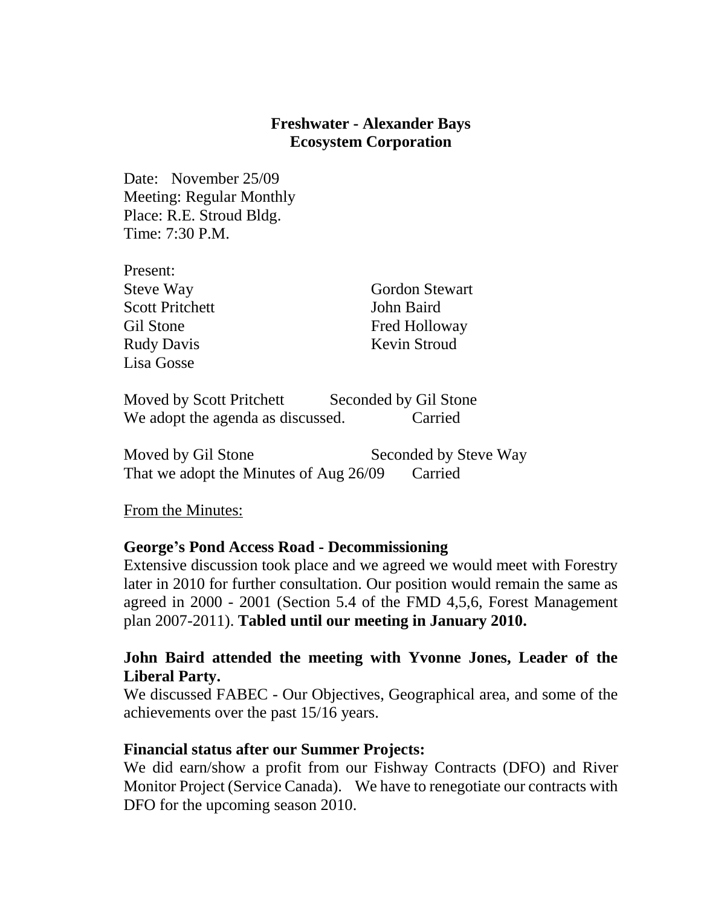# Freshwater - Alexander Bays Ecosystem Corporation

Date: November 25/09
Meeting: Regular Monthly
Place: R.E. Stroud Bldg.
Time: 7:30 P.M.

Present:

| | |
|---|---|
| Steve Way | Gordon Stewart |
| Scott Pritchett | John Baird |
| Gil Stone | Fred Holloway |
| Rudy Davis | Kevin Stroud |
| Lisa Gosse | |

Moved by Scott Pritchett Seconded by Gil Stone
We adopt the agenda as discussed. Carried

Moved by Gil Stone Seconded by Steve Way
That we adopt the Minutes of Aug 26/09 Carried

From the Minutes:

**George's Pond Access Road - Decommissioning**

Extensive discussion took place and we agreed we would meet with Forestry later in 2010 for further consultation. Our position would remain the same as agreed in 2000 - 2001 (Section 5.4 of the FMD 4,5,6, Forest Management plan 2007-2011). **Tabled until our meeting in January 2010.**

**John Baird attended the meeting with Yvonne Jones, Leader of the Liberal Party.**

We discussed FABEC - Our Objectives, Geographical area, and some of the achievements over the past 15/16 years.

**Financial status after our Summer Projects:**

We did earn/show a profit from our Fishway Contracts (DFO) and River Monitor Project (Service Canada). We have to renegotiate our contracts with DFO for the upcoming season 2010.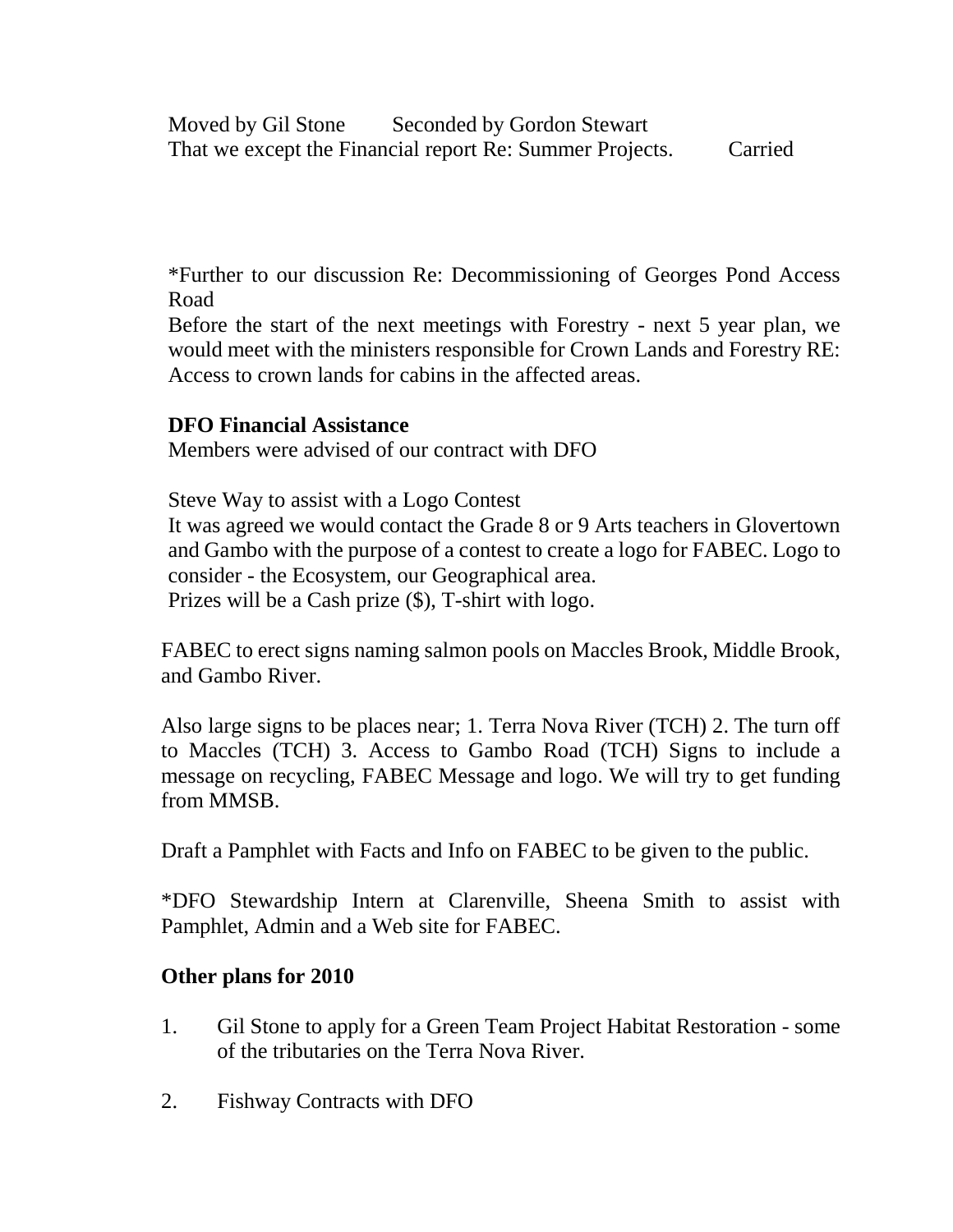Moved by Gil Stone  Seconded by Gordon Stewart
That we except the Financial report Re: Summer Projects.  Carried

*Further to our discussion Re: Decommissioning of Georges Pond Access Road
Before the start of the next meetings with Forestry - next 5 year plan, we would meet with the ministers responsible for Crown Lands and Forestry RE: Access to crown lands for cabins in the affected areas.

**DFO Financial Assistance**
Members were advised of our contract with DFO

Steve Way to assist with a Logo Contest
It was agreed we would contact the Grade 8 or 9 Arts teachers in Glovertown and Gambo with the purpose of a contest to create a logo for FABEC. Logo to consider - the Ecosystem, our Geographical area.
Prizes will be a Cash prize ($), T-shirt with logo.

FABEC to erect signs naming salmon pools on Maccles Brook, Middle Brook, and Gambo River.

Also large signs to be places near; 1. Terra Nova River (TCH) 2. The turn off to Maccles (TCH) 3. Access to Gambo Road (TCH) Signs to include a message on recycling, FABEC Message and logo. We will try to get funding from MMSB.

Draft a Pamphlet with Facts and Info on FABEC to be given to the public.

*DFO Stewardship Intern at Clarenville, Sheena Smith to assist with Pamphlet, Admin and a Web site for FABEC.

**Other plans for 2010**

1. Gil Stone to apply for a Green Team Project Habitat Restoration - some of the tributaries on the Terra Nova River.

2. Fishway Contracts with DFO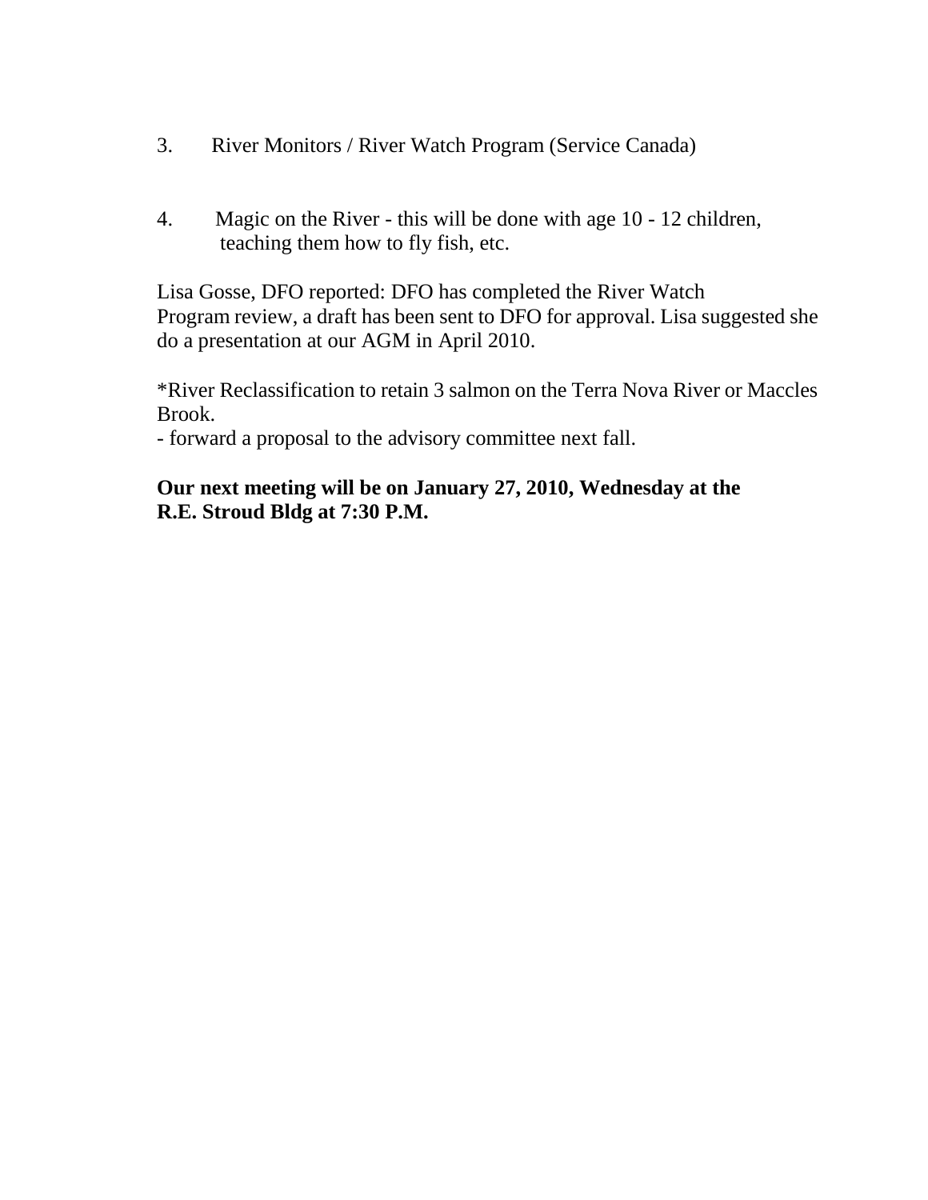3. River Monitors / River Watch Program (Service Canada)

4. Magic on the River - this will be done with age 10 - 12 children, teaching them how to fly fish, etc.

Lisa Gosse, DFO reported: DFO has completed the River Watch Program review, a draft has been sent to DFO for approval. Lisa suggested she do a presentation at our AGM in April 2010.

*River Reclassification to retain 3 salmon on the Terra Nova River or Maccles Brook.
- forward a proposal to the advisory committee next fall.

**Our next meeting will be on January 27, 2010, Wednesday at the R.E. Stroud Bldg at 7:30 P.M.**